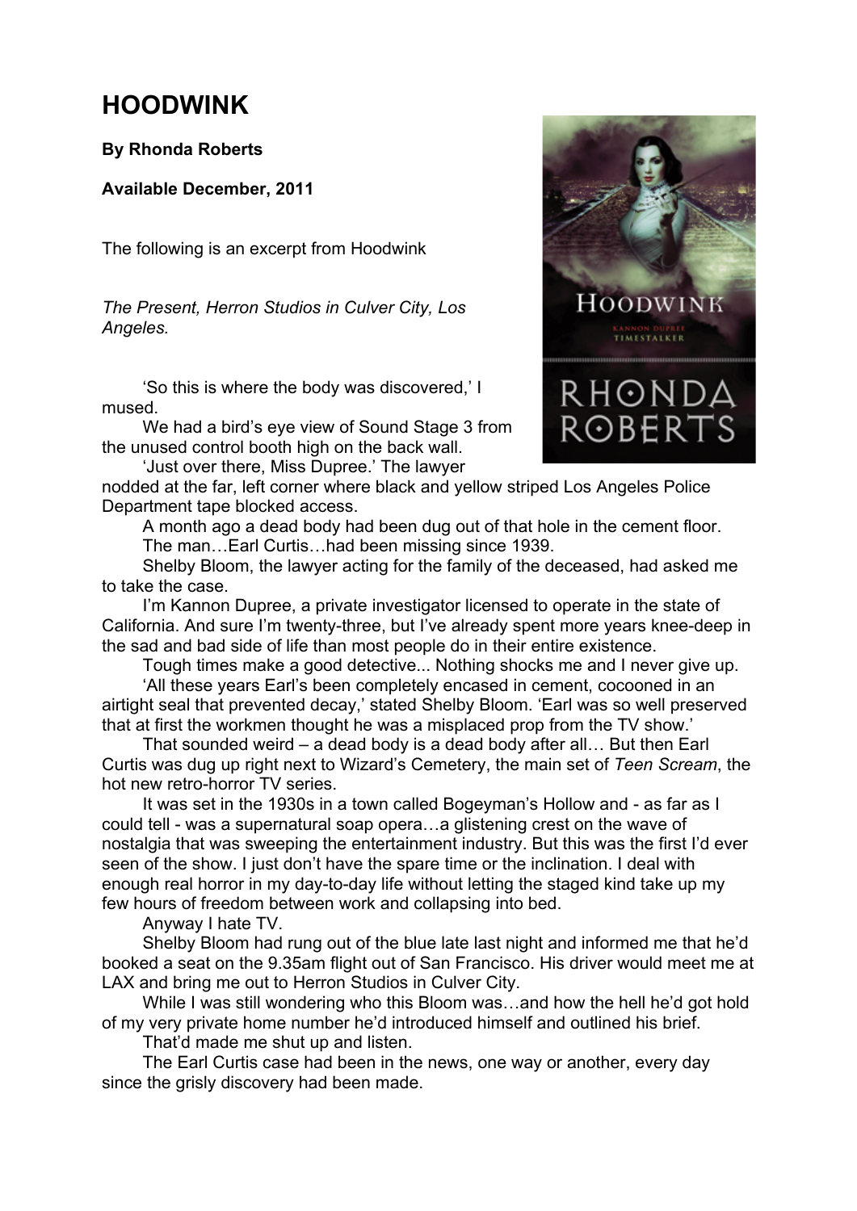# HOODWINK

**By Rhonda Roberts**

**Available December, 2011**

The following is an excerpt from Hoodwink

*The Present, Herron Studios in Culver City, Los Angeles.*

'So this is where the body was discovered,' I mused.

We had a bird's eye view of Sound Stage 3 from the unused control booth high on the back wall.

'Just over there, Miss Dupree.' The lawyer nodded at the far, left corner where black and yellow striped Los Angeles Police Department tape blocked access.

A month ago a dead body had been dug out of that hole in the cement floor.

The man…Earl Curtis…had been missing since 1939.

Shelby Bloom, the lawyer acting for the family of the deceased, had asked me to take the case.

I'm Kannon Dupree, a private investigator licensed to operate in the state of California. And sure I'm twenty-three, but I've already spent more years knee-deep in the sad and bad side of life than most people do in their entire existence.

Tough times make a good detective... Nothing shocks me and I never give up.

'All these years Earl's been completely encased in cement, cocooned in an airtight seal that prevented decay,' stated Shelby Bloom. 'Earl was so well preserved that at first the workmen thought he was a misplaced prop from the TV show.'

That sounded weird – a dead body is a dead body after all… But then Earl Curtis was dug up right next to Wizard's Cemetery, the main set of *Teen Scream*, the hot new retro-horror TV series.

It was set in the 1930s in a town called Bogeyman's Hollow and - as far as I could tell - was a supernatural soap opera…a glistening crest on the wave of nostalgia that was sweeping the entertainment industry. But this was the first I'd ever seen of the show. I just don't have the spare time or the inclination. I deal with enough real horror in my day-to-day life without letting the staged kind take up my few hours of freedom between work and collapsing into bed.

Anyway I hate TV.

Shelby Bloom had rung out of the blue late last night and informed me that he'd booked a seat on the 9.35am flight out of San Francisco. His driver would meet me at LAX and bring me out to Herron Studios in Culver City.

While I was still wondering who this Bloom was…and how the hell he'd got hold of my very private home number he'd introduced himself and outlined his brief.

That'd made me shut up and listen.

The Earl Curtis case had been in the news, one way or another, every day since the grisly discovery had been made.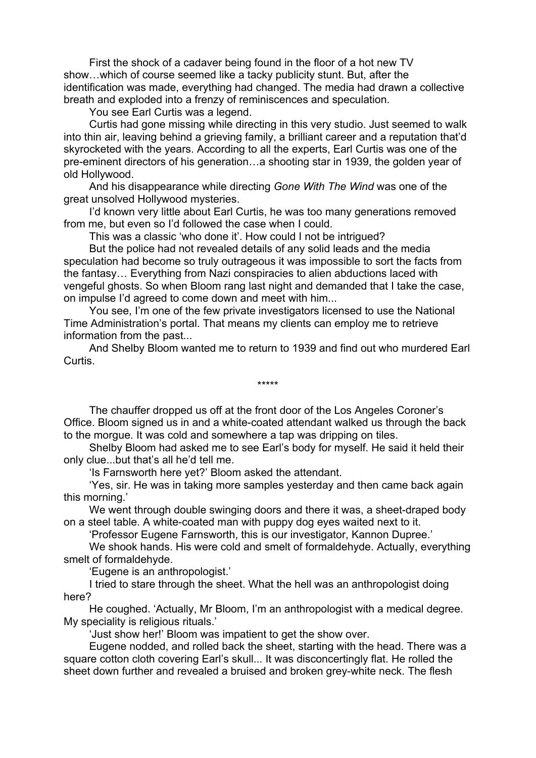First the shock of a cadaver being found in the floor of a hot new TV show…which of course seemed like a tacky publicity stunt. But, after the identification was made, everything had changed. The media had drawn a collective breath and exploded into a frenzy of reminiscences and speculation.

You see Earl Curtis was a legend.

Curtis had gone missing while directing in this very studio. Just seemed to walk into thin air, leaving behind a grieving family, a brilliant career and a reputation that'd skyrocketed with the years. According to all the experts, Earl Curtis was one of the pre-eminent directors of his generation…a shooting star in 1939, the golden year of old Hollywood.

And his disappearance while directing *Gone With The Wind* was one of the great unsolved Hollywood mysteries.

I'd known very little about Earl Curtis, he was too many generations removed from me, but even so I'd followed the case when I could.

This was a classic 'who done it'. How could I not be intrigued?

But the police had not revealed details of any solid leads and the media speculation had become so truly outrageous it was impossible to sort the facts from the fantasy… Everything from Nazi conspiracies to alien abductions laced with vengeful ghosts. So when Bloom rang last night and demanded that I take the case, on impulse I'd agreed to come down and meet with him...

You see, I'm one of the few private investigators licensed to use the National Time Administration's portal. That means my clients can employ me to retrieve information from the past...

And Shelby Bloom wanted me to return to 1939 and find out who murdered Earl Curtis.

*****

The chauffer dropped us off at the front door of the Los Angeles Coroner's Office. Bloom signed us in and a white-coated attendant walked us through the back to the morgue. It was cold and somewhere a tap was dripping on tiles.

Shelby Bloom had asked me to see Earl's body for myself. He said it held their only clue...but that's all he'd tell me.

'Is Farnsworth here yet?' Bloom asked the attendant.

'Yes, sir. He was in taking more samples yesterday and then came back again this morning.'

We went through double swinging doors and there it was, a sheet-draped body on a steel table. A white-coated man with puppy dog eyes waited next to it.

'Professor Eugene Farnsworth, this is our investigator, Kannon Dupree.'

We shook hands. His were cold and smelt of formaldehyde. Actually, everything smelt of formaldehyde.

'Eugene is an anthropologist.'

I tried to stare through the sheet. What the hell was an anthropologist doing here?

He coughed. 'Actually, Mr Bloom, I'm an anthropologist with a medical degree. My speciality is religious rituals.'

'Just show her!' Bloom was impatient to get the show over.

Eugene nodded, and rolled back the sheet, starting with the head. There was a square cotton cloth covering Earl's skull... It was disconcertingly flat. He rolled the sheet down further and revealed a bruised and broken grey-white neck. The flesh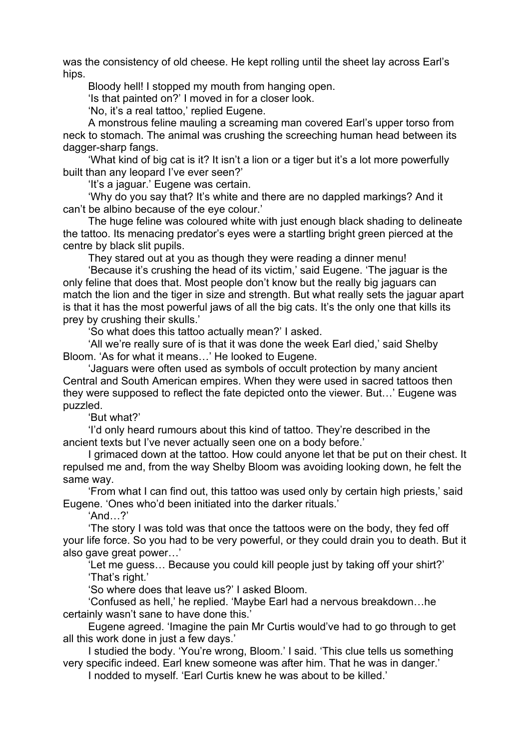was the consistency of old cheese. He kept rolling until the sheet lay across Earl's hips.

Bloody hell! I stopped my mouth from hanging open.

'Is that painted on?' I moved in for a closer look.

'No, it's a real tattoo,' replied Eugene.

A monstrous feline mauling a screaming man covered Earl's upper torso from neck to stomach. The animal was crushing the screeching human head between its dagger-sharp fangs.

'What kind of big cat is it? It isn't a lion or a tiger but it's a lot more powerfully built than any leopard I've ever seen?'

'It's a jaguar.' Eugene was certain.

'Why do you say that? It's white and there are no dappled markings? And it can't be albino because of the eye colour.'

The huge feline was coloured white with just enough black shading to delineate the tattoo. Its menacing predator's eyes were a startling bright green pierced at the centre by black slit pupils.

They stared out at you as though they were reading a dinner menu!

'Because it's crushing the head of its victim,' said Eugene. 'The jaguar is the only feline that does that. Most people don't know but the really big jaguars can match the lion and the tiger in size and strength. But what really sets the jaguar apart is that it has the most powerful jaws of all the big cats. It's the only one that kills its prey by crushing their skulls.'

'So what does this tattoo actually mean?' I asked.

'All we're really sure of is that it was done the week Earl died,' said Shelby Bloom. 'As for what it means…' He looked to Eugene.

'Jaguars were often used as symbols of occult protection by many ancient Central and South American empires. When they were used in sacred tattoos then they were supposed to reflect the fate depicted onto the viewer. But…' Eugene was puzzled.

'But what?'

'I'd only heard rumours about this kind of tattoo. They're described in the ancient texts but I've never actually seen one on a body before.'

I grimaced down at the tattoo. How could anyone let that be put on their chest. It repulsed me and, from the way Shelby Bloom was avoiding looking down, he felt the same way.

'From what I can find out, this tattoo was used only by certain high priests,' said Eugene. 'Ones who'd been initiated into the darker rituals.'

'And…?'

'The story I was told was that once the tattoos were on the body, they fed off your life force. So you had to be very powerful, or they could drain you to death. But it also gave great power…'

'Let me guess… Because you could kill people just by taking off your shirt?'

'That's right.'

'So where does that leave us?' I asked Bloom.

'Confused as hell,' he replied. 'Maybe Earl had a nervous breakdown…he certainly wasn't sane to have done this.'

Eugene agreed. 'Imagine the pain Mr Curtis would've had to go through to get all this work done in just a few days.'

I studied the body. 'You're wrong, Bloom.' I said. 'This clue tells us something very specific indeed. Earl knew someone was after him. That he was in danger.'

I nodded to myself. 'Earl Curtis knew he was about to be killed.'